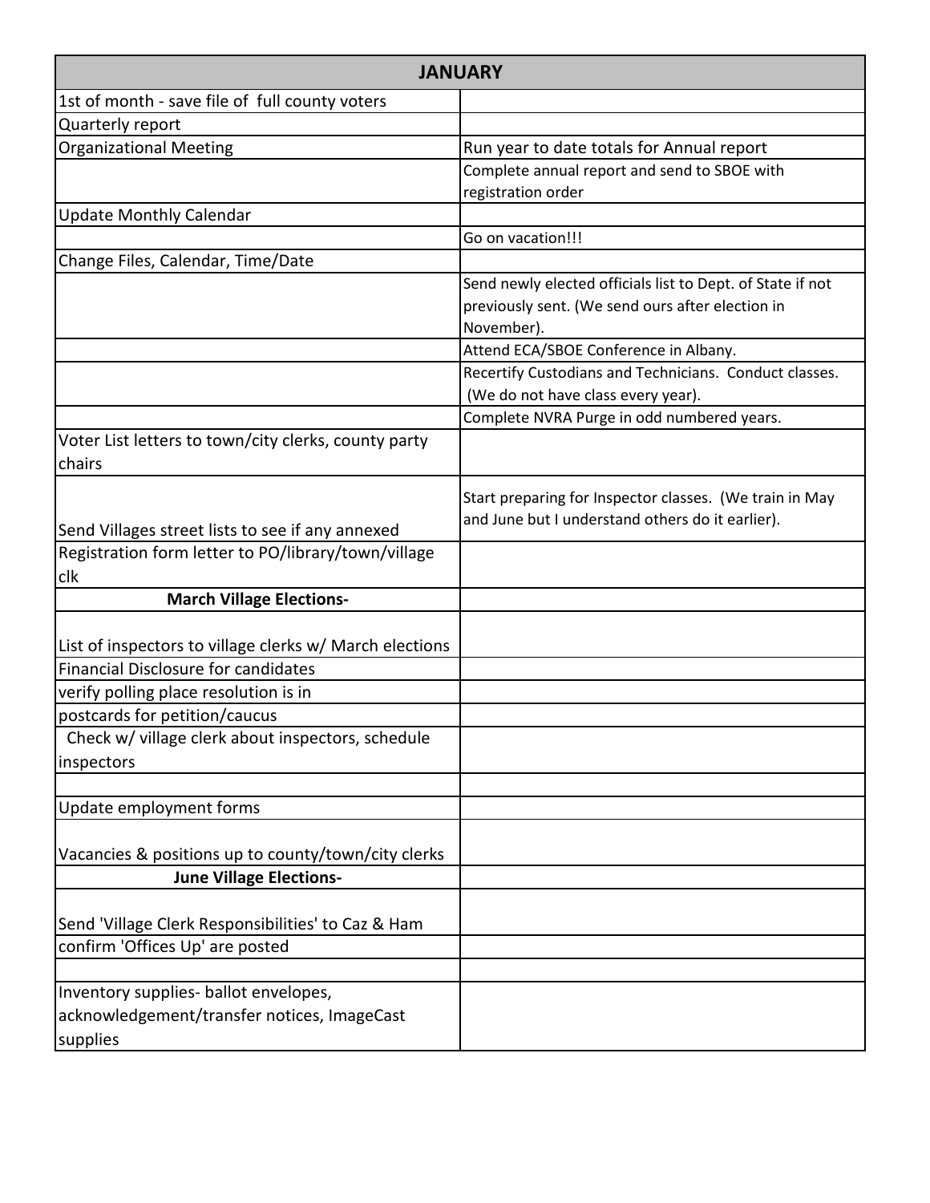| JANUARY | |
|---|---|
| 1st of month - save file of full county voters | |
| Quarterly report | |
| Organizational Meeting | Run year to date totals for Annual report |
| | Complete annual report and send to SBOE with registration order |
| Update Monthly Calendar | |
| | Go on vacation!!! |
| Change Files, Calendar, Time/Date | |
| | Send newly elected officials list to Dept. of State if not previously sent. (We send ours after election in November). |
| | Attend ECA/SBOE Conference in Albany. |
| | Recertify Custodians and Technicians. Conduct classes. (We do not have class every year). |
| | Complete NVRA Purge in odd numbered years. |
| Voter List letters to town/city clerks, county party chairs | |
| Send Villages street lists to see if any annexed | Start preparing for Inspector classes. (We train in May and June but I understand others do it earlier). |
| Registration form letter to PO/library/town/village clk | |
| **March Village Elections-** | |
| List of inspectors to village clerks w/ March elections | |
| Financial Disclosure for candidates | |
| verify polling place resolution is in | |
| postcards for petition/caucus | |
| Check w/ village clerk about inspectors, schedule inspectors | |
| | |
| Update employment forms | |
| Vacancies & positions up to county/town/city clerks | |
| **June Village Elections-** | |
| Send 'Village Clerk Responsibilities' to Caz & Ham | |
| confirm 'Offices Up' are posted | |
| | |
| Inventory supplies- ballot envelopes, acknowledgement/transfer notices, ImageCast supplies | |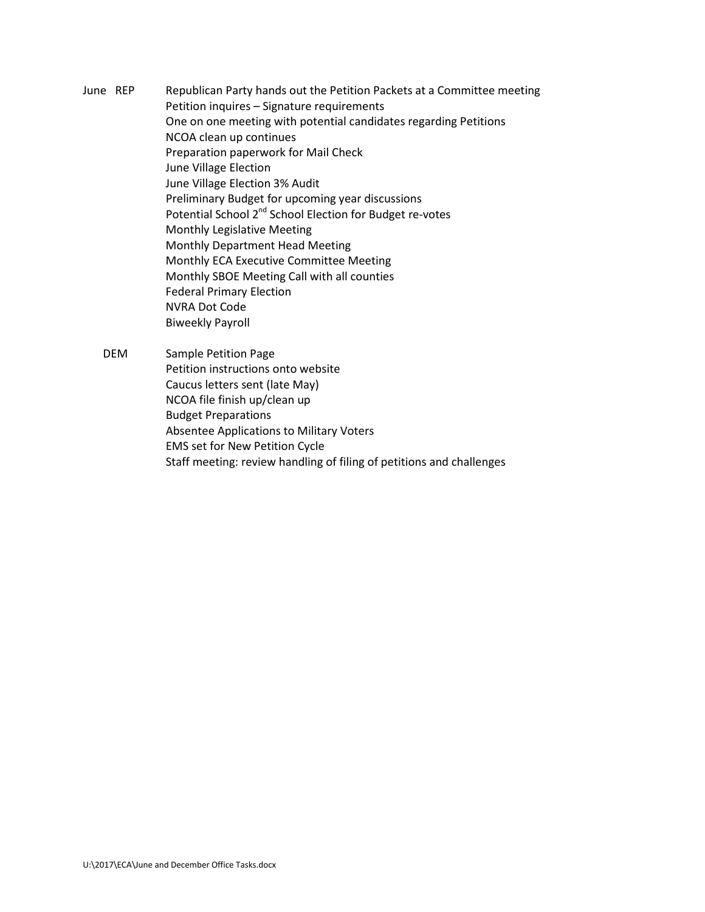June REP

- Republican Party hands out the Petition Packets at a Committee meeting
- Petition inquires – Signature requirements
- One on one meeting with potential candidates regarding Petitions
- NCOA clean up continues
- Preparation paperwork for Mail Check
- June Village Election
- June Village Election 3% Audit
- Preliminary Budget for upcoming year discussions
- Potential School 2nd School Election for Budget re-votes
- Monthly Legislative Meeting
- Monthly Department Head Meeting
- Monthly ECA Executive Committee Meeting
- Monthly SBOE Meeting Call with all counties
- Federal Primary Election
- NVRA Dot Code
- Biweekly Payroll

DEM

- Sample Petition Page
- Petition instructions onto website
- Caucus letters sent (late May)
- NCOA file finish up/clean up
- Budget Preparations
- Absentee Applications to Military Voters
- EMS set for New Petition Cycle
- Staff meeting: review handling of filing of petitions and challenges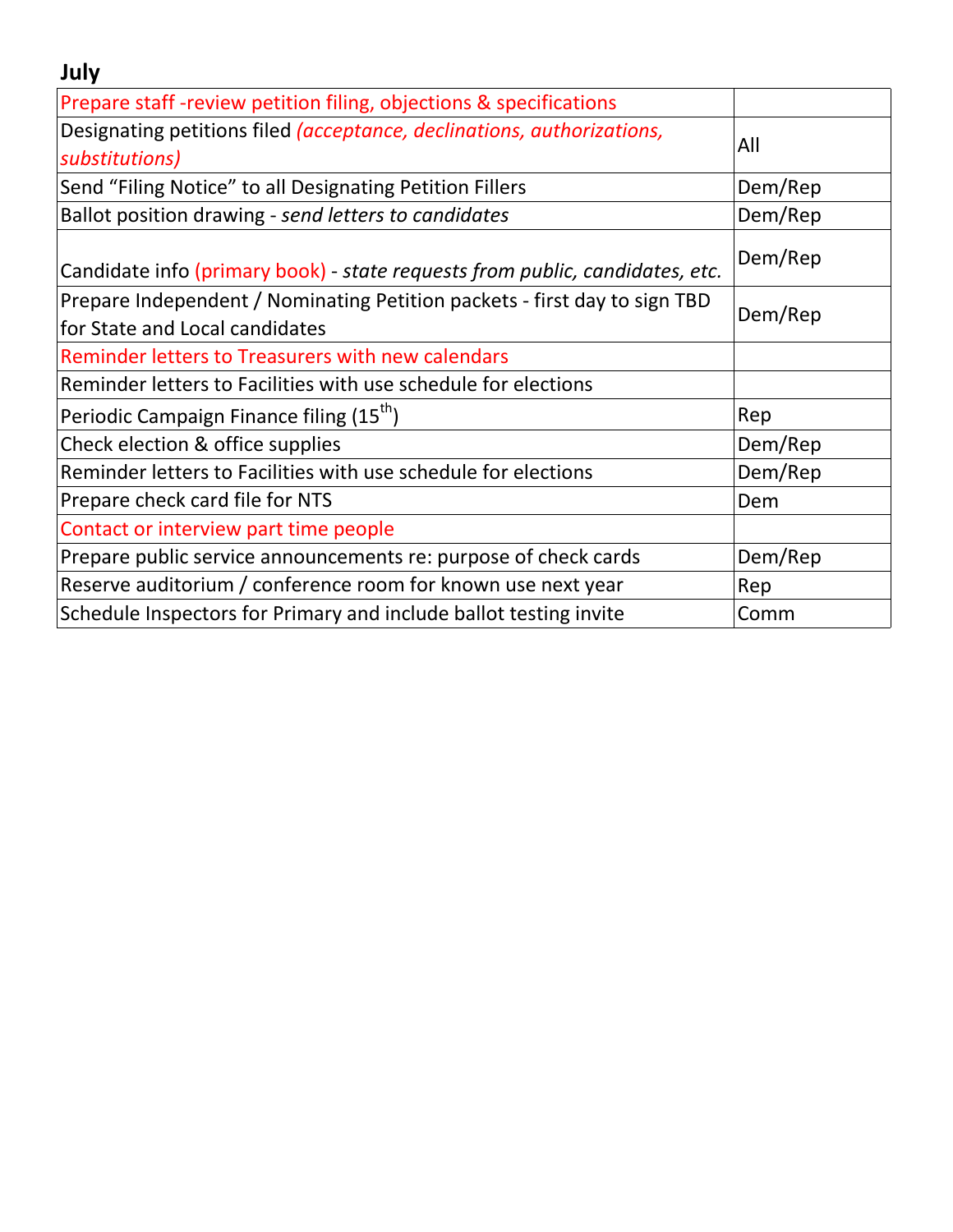## July

| | |
|---|---|
| Prepare staff -review petition filing, objections & specifications | |
| Designating petitions filed *(acceptance, declinations, authorizations, substitutions)* | All |
| Send "Filing Notice" to all Designating Petition Fillers | Dem/Rep |
| Ballot position drawing - *send letters to candidates* | Dem/Rep |
| Candidate info (primary book) - *state requests from public, candidates, etc.* | Dem/Rep |
| Prepare Independent / Nominating Petition packets - first day to sign TBD for State and Local candidates | Dem/Rep |
| Reminder letters to Treasurers with new calendars | |
| Reminder letters to Facilities with use schedule for elections | |
| Periodic Campaign Finance filing (15th) | Rep |
| Check election & office supplies | Dem/Rep |
| Reminder letters to Facilities with use schedule for elections | Dem/Rep |
| Prepare check card file for NTS | Dem |
| Contact or interview part time people | |
| Prepare public service announcements re: purpose of check cards | Dem/Rep |
| Reserve auditorium / conference room for known use next year | Rep |
| Schedule Inspectors for Primary and include ballot testing invite | Comm |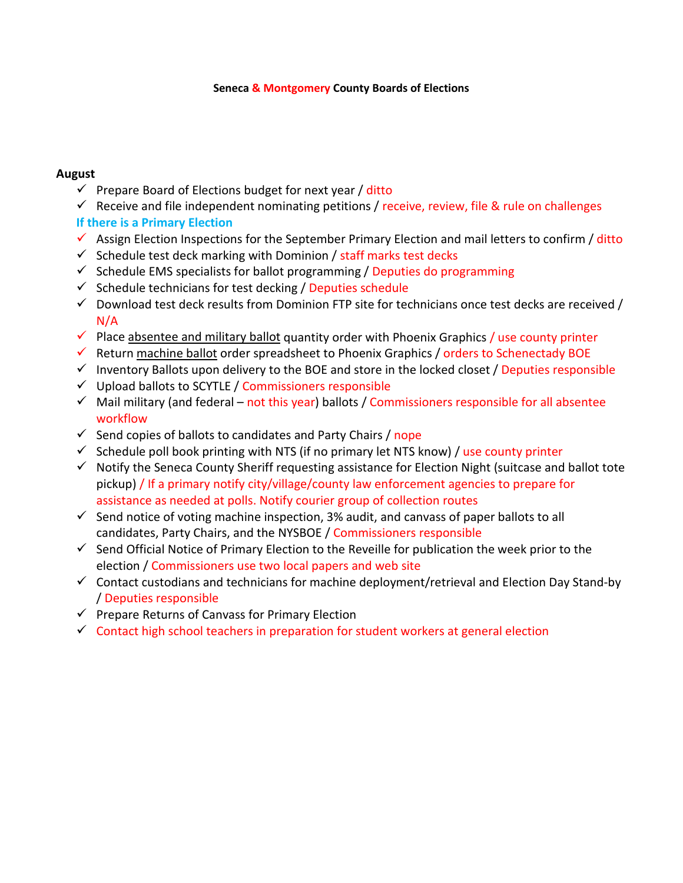**Seneca & Montgomery County Boards of Elections**

**August**

- ✓ Prepare Board of Elections budget for next year / ditto
- ✓ Receive and file independent nominating petitions / receive, review, file & rule on challenges

**If there is a Primary Election**

- ✓ Assign Election Inspections for the September Primary Election and mail letters to confirm / ditto
- ✓ Schedule test deck marking with Dominion / staff marks test decks
- ✓ Schedule EMS specialists for ballot programming / Deputies do programming
- ✓ Schedule technicians for test decking / Deputies schedule
- ✓ Download test deck results from Dominion FTP site for technicians once test decks are received / N/A
- ✓ Place absentee and military ballot quantity order with Phoenix Graphics / use county printer
- ✓ Return machine ballot order spreadsheet to Phoenix Graphics / orders to Schenectady BOE
- ✓ Inventory Ballots upon delivery to the BOE and store in the locked closet / Deputies responsible
- ✓ Upload ballots to SCYTLE / Commissioners responsible
- ✓ Mail military (and federal – not this year) ballots / Commissioners responsible for all absentee workflow
- ✓ Send copies of ballots to candidates and Party Chairs / nope
- ✓ Schedule poll book printing with NTS (if no primary let NTS know) / use county printer
- ✓ Notify the Seneca County Sheriff requesting assistance for Election Night (suitcase and ballot tote pickup) / If a primary notify city/village/county law enforcement agencies to prepare for assistance as needed at polls. Notify courier group of collection routes
- ✓ Send notice of voting machine inspection, 3% audit, and canvass of paper ballots to all candidates, Party Chairs, and the NYSBOE / Commissioners responsible
- ✓ Send Official Notice of Primary Election to the Reveille for publication the week prior to the election / Commissioners use two local papers and web site
- ✓ Contact custodians and technicians for machine deployment/retrieval and Election Day Stand-by / Deputies responsible
- ✓ Prepare Returns of Canvass for Primary Election
- ✓ Contact high school teachers in preparation for student workers at general election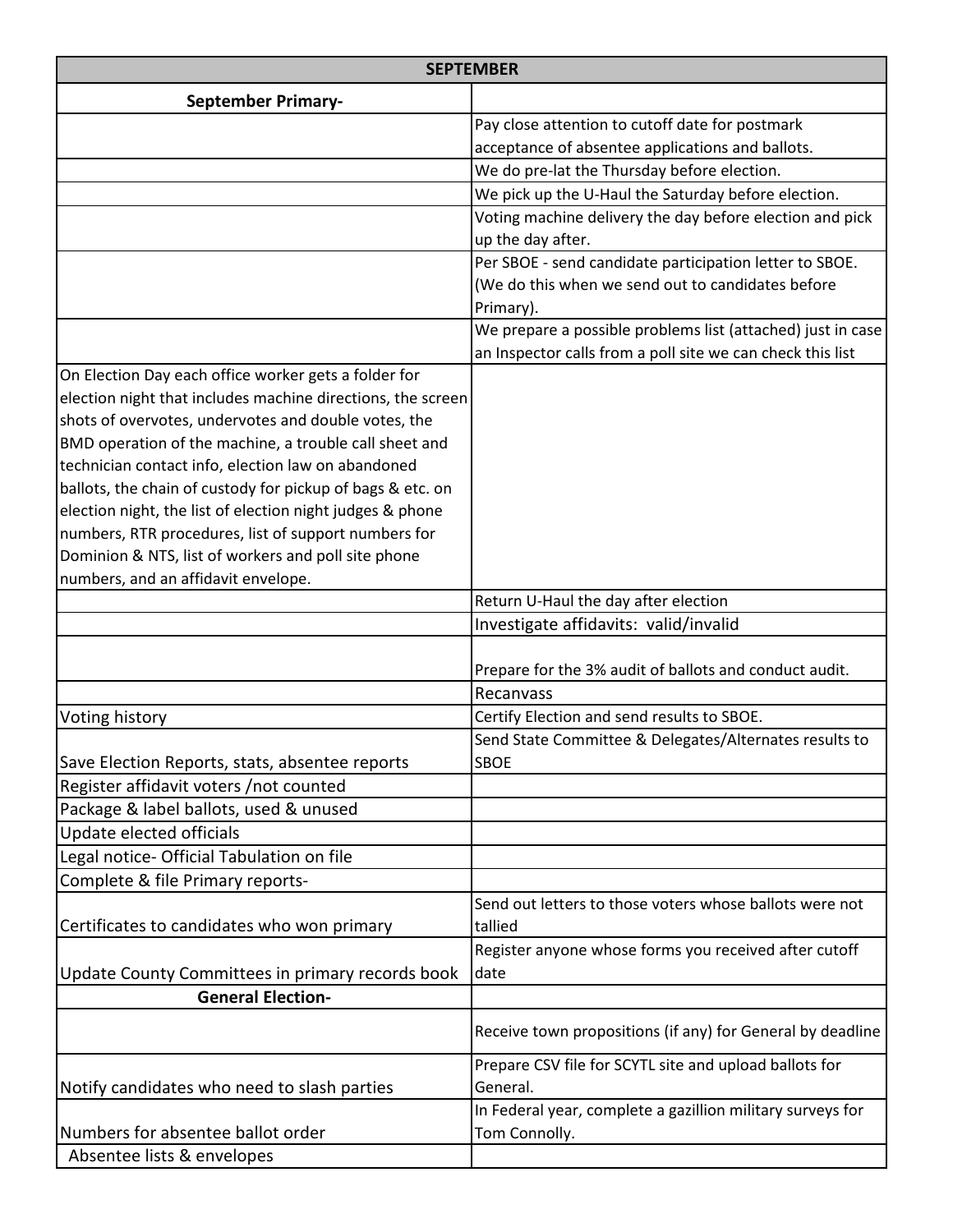| SEPTEMBER | |
|---|---|
| **September Primary-** | |
| | Pay close attention to cutoff date for postmark acceptance of absentee applications and ballots. |
| | We do pre-lat the Thursday before election. |
| | We pick up the U-Haul the Saturday before election. |
| | Voting machine delivery the day before election and pick up the day after. |
| | Per SBOE - send candidate participation letter to SBOE. (We do this when we send out to candidates before Primary). |
| | We prepare a possible problems list (attached) just in case an Inspector calls from a poll site we can check this list |
| On Election Day each office worker gets a folder for election night that includes machine directions, the screen shots of overvotes, undervotes and double votes, the BMD operation of the machine, a trouble call sheet and technician contact info, election law on abandoned ballots, the chain of custody for pickup of bags & etc. on election night, the list of election night judges & phone numbers, RTR procedures, list of support numbers for Dominion & NTS, list of workers and poll site phone numbers, and an affidavit envelope. | |
| | Return U-Haul the day after election |
| | Investigate affidavits: valid/invalid |
| | Prepare for the 3% audit of ballots and conduct audit. |
| | Recanvass |
| Voting history | Certify Election and send results to SBOE. |
| Save Election Reports, stats, absentee reports | Send State Committee & Delegates/Alternates results to SBOE |
| Register affidavit voters /not counted | |
| Package & label ballots, used & unused | |
| Update elected officials | |
| Legal notice- Official Tabulation on file | |
| Complete & file Primary reports- | |
| Certificates to candidates who won primary | Send out letters to those voters whose ballots were not tallied |
| Update County Committees in primary records book | Register anyone whose forms you received after cutoff date |
| **General Election-** | |
| | Receive town propositions (if any) for General by deadline |
| Notify candidates who need to slash parties | Prepare CSV file for SCYTL site and upload ballots for General. |
| Numbers for absentee ballot order | In Federal year, complete a gazillion military surveys for Tom Connolly. |
| Absentee lists & envelopes | |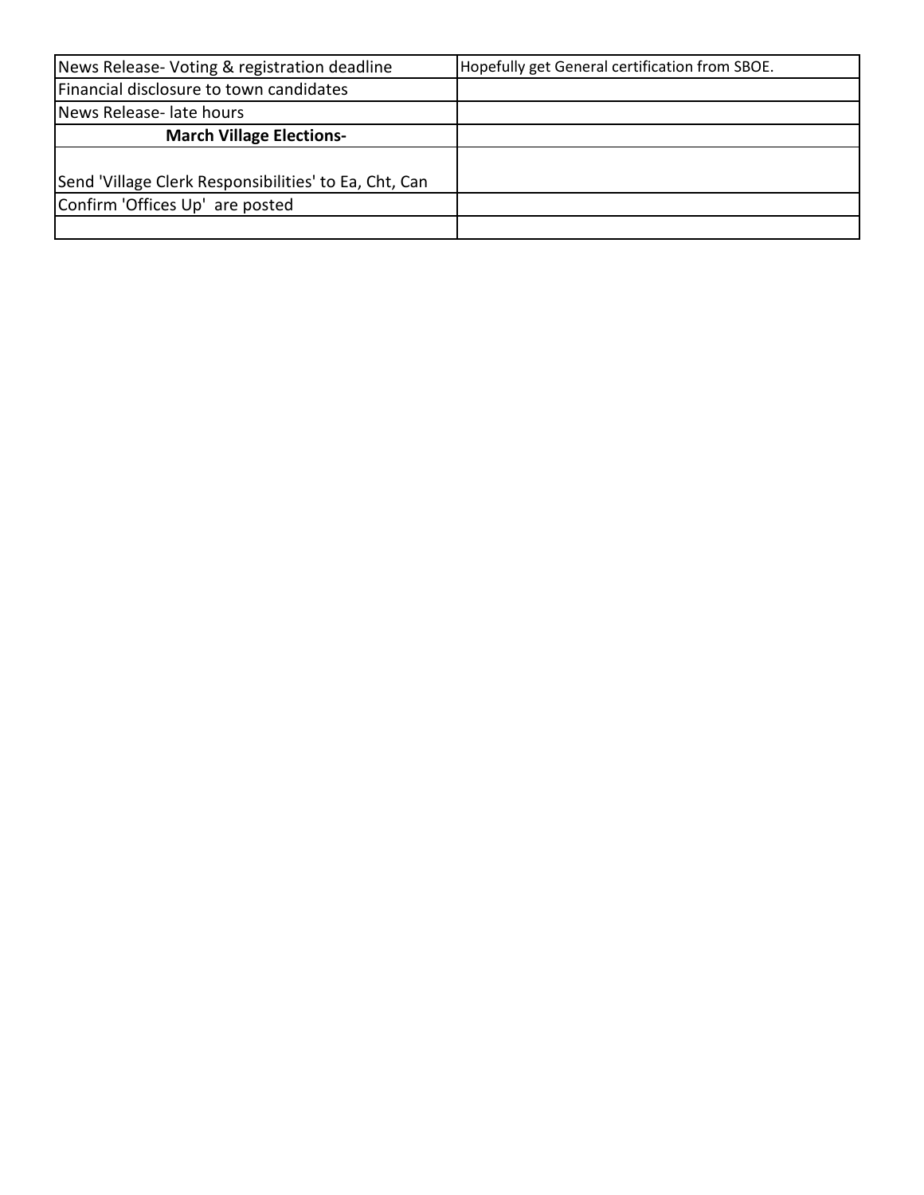| News Release- Voting & registration deadline | Hopefully get General certification from SBOE. |
| --- | --- |
| Financial disclosure to town candidates | |
| News Release- late hours | |
| **March Village Elections-** | |
| Send 'Village Clerk Responsibilities' to Ea, Cht, Can | |
| Confirm 'Offices Up' are posted | |
| | |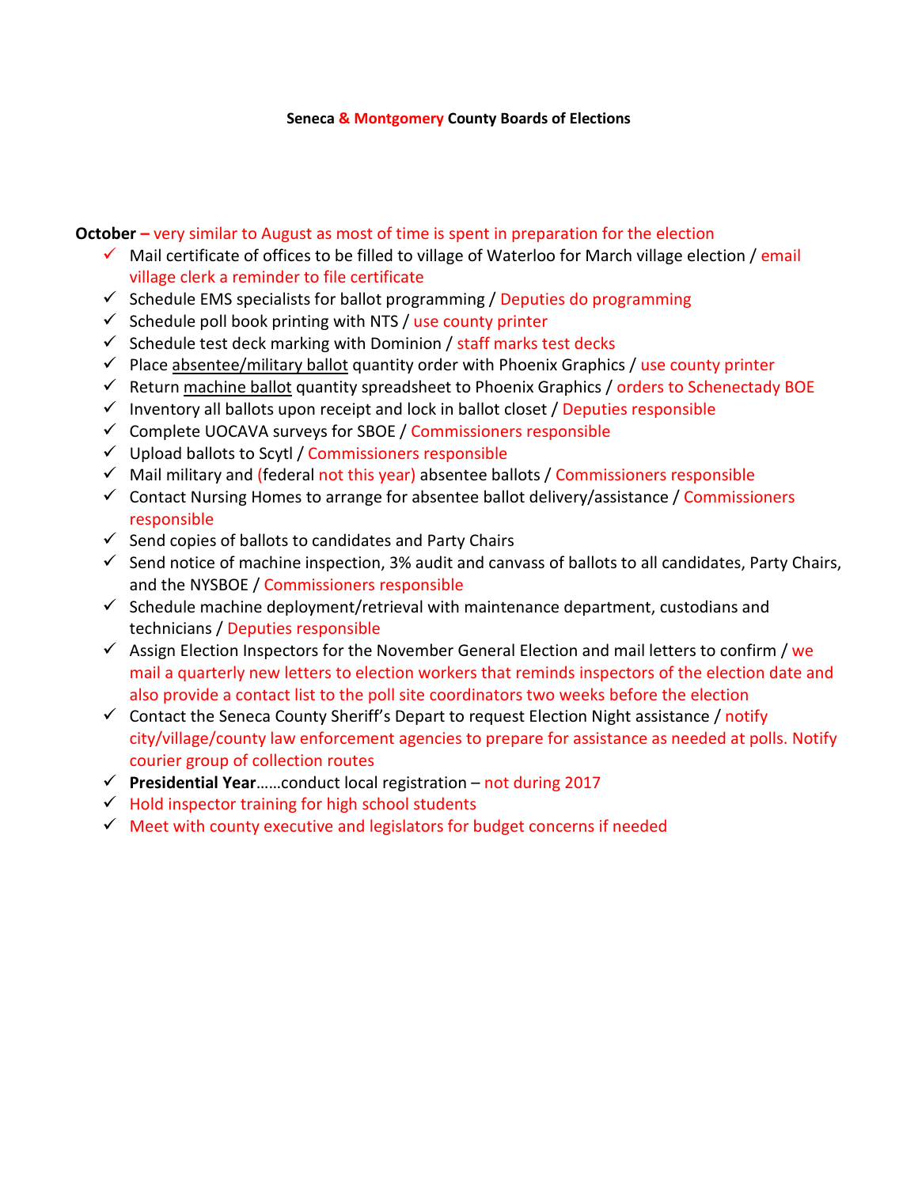**Seneca & Montgomery County Boards of Elections**

**October –** very similar to August as most of time is spent in preparation for the election

- ✓ Mail certificate of offices to be filled to village of Waterloo for March village election / email village clerk a reminder to file certificate
- ✓ Schedule EMS specialists for ballot programming / Deputies do programming
- ✓ Schedule poll book printing with NTS / use county printer
- ✓ Schedule test deck marking with Dominion / staff marks test decks
- ✓ Place <u>absentee/military ballot</u> quantity order with Phoenix Graphics / use county printer
- ✓ Return <u>machine ballot</u> quantity spreadsheet to Phoenix Graphics / orders to Schenectady BOE
- ✓ Inventory all ballots upon receipt and lock in ballot closet / Deputies responsible
- ✓ Complete UOCAVA surveys for SBOE / Commissioners responsible
- ✓ Upload ballots to Scytl / Commissioners responsible
- ✓ Mail military and (federal not this year) absentee ballots / Commissioners responsible
- ✓ Contact Nursing Homes to arrange for absentee ballot delivery/assistance / Commissioners responsible
- ✓ Send copies of ballots to candidates and Party Chairs
- ✓ Send notice of machine inspection, 3% audit and canvass of ballots to all candidates, Party Chairs, and the NYSBOE / Commissioners responsible
- ✓ Schedule machine deployment/retrieval with maintenance department, custodians and technicians / Deputies responsible
- ✓ Assign Election Inspectors for the November General Election and mail letters to confirm / we mail a quarterly new letters to election workers that reminds inspectors of the election date and also provide a contact list to the poll site coordinators two weeks before the election
- ✓ Contact the Seneca County Sheriff's Depart to request Election Night assistance / notify city/village/county law enforcement agencies to prepare for assistance as needed at polls. Notify courier group of collection routes
- ✓ **Presidential Year**……conduct local registration – not during 2017
- ✓ Hold inspector training for high school students
- ✓ Meet with county executive and legislators for budget concerns if needed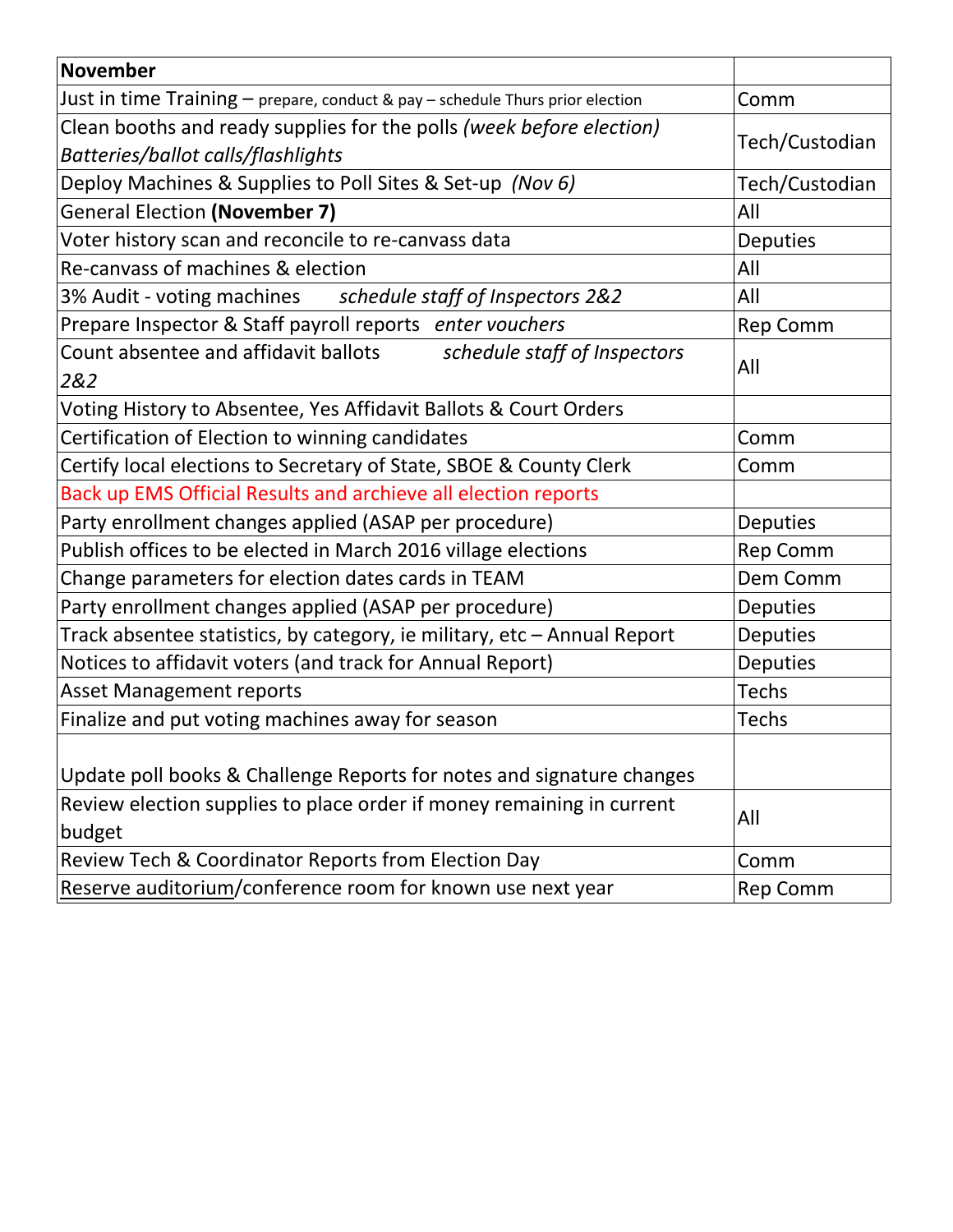| **November** | |
|---|---|
| Just in time Training – prepare, conduct & pay – schedule Thurs prior election | Comm |
| Clean booths and ready supplies for the polls *(week before election)* *Batteries/ballot calls/flashlights* | Tech/Custodian |
| Deploy Machines & Supplies to Poll Sites & Set-up *(Nov 6)* | Tech/Custodian |
| General Election **(November 7)** | All |
| Voter history scan and reconcile to re-canvass data | Deputies |
| Re-canvass of machines & election | All |
| 3% Audit - voting machines *schedule staff of Inspectors 2&2* | All |
| Prepare Inspector & Staff payroll reports *enter vouchers* | Rep Comm |
| Count absentee and affidavit ballots *schedule staff of Inspectors 2&2* | All |
| Voting History to Absentee, Yes Affidavit Ballots & Court Orders | |
| Certification of Election to winning candidates | Comm |
| Certify local elections to Secretary of State, SBOE & County Clerk | Comm |
| Back up EMS Official Results and archieve all election reports | |
| Party enrollment changes applied (ASAP per procedure) | Deputies |
| Publish offices to be elected in March 2016 village elections | Rep Comm |
| Change parameters for election dates cards in TEAM | Dem Comm |
| Party enrollment changes applied (ASAP per procedure) | Deputies |
| Track absentee statistics, by category, ie military, etc – Annual Report | Deputies |
| Notices to affidavit voters (and track for Annual Report) | Deputies |
| Asset Management reports | Techs |
| Finalize and put voting machines away for season | Techs |
| Update poll books & Challenge Reports for notes and signature changes | |
| Review election supplies to place order if money remaining in current budget | All |
| Review Tech & Coordinator Reports from Election Day | Comm |
| Reserve auditorium/conference room for known use next year | Rep Comm |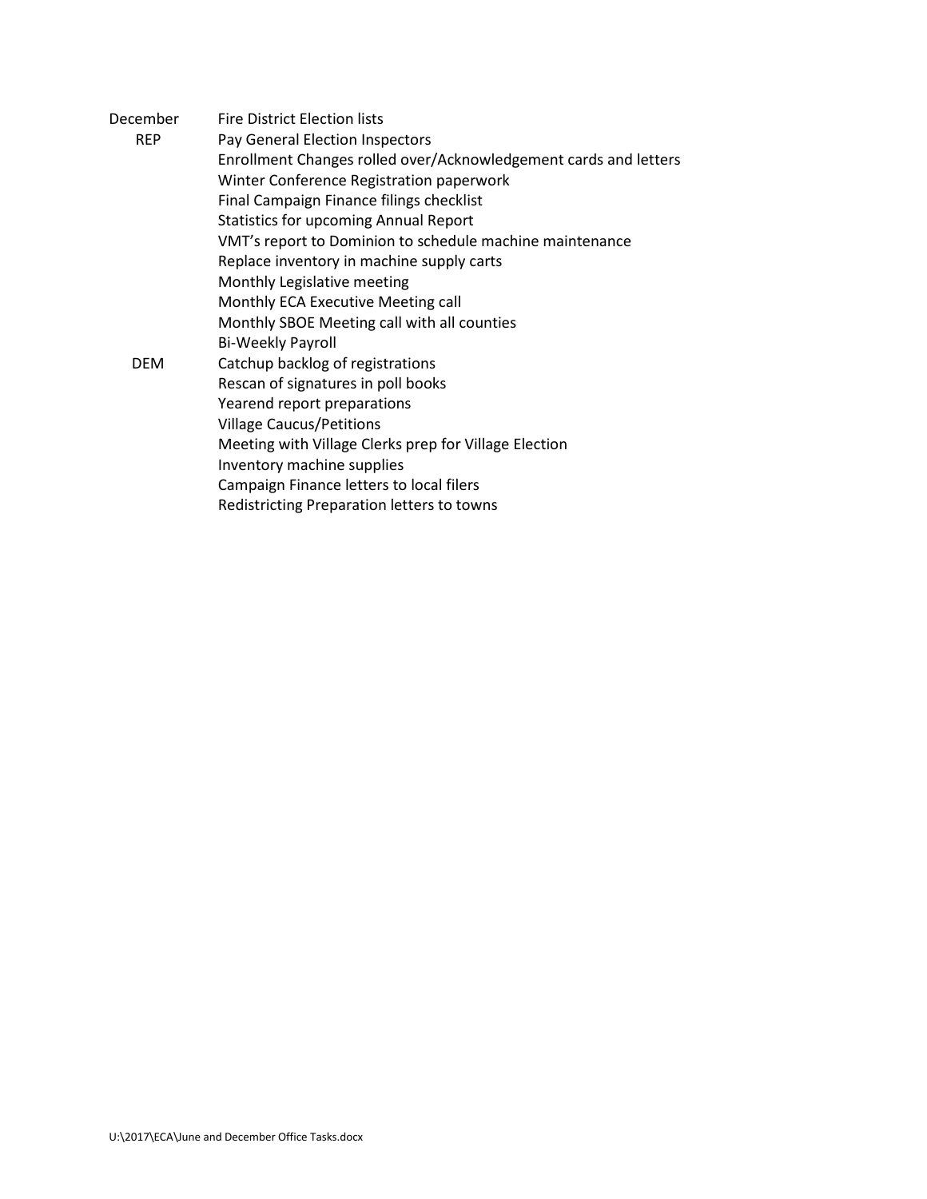| | |
|---|---|
| December | Fire District Election lists |
| REP | Pay General Election Inspectors |
| | Enrollment Changes rolled over/Acknowledgement cards and letters |
| | Winter Conference Registration paperwork |
| | Final Campaign Finance filings checklist |
| | Statistics for upcoming Annual Report |
| | VMT's report to Dominion to schedule machine maintenance |
| | Replace inventory in machine supply carts |
| | Monthly Legislative meeting |
| | Monthly ECA Executive Meeting call |
| | Monthly SBOE Meeting call with all counties |
| | Bi-Weekly Payroll |
| DEM | Catchup backlog of registrations |
| | Rescan of signatures in poll books |
| | Yearend report preparations |
| | Village Caucus/Petitions |
| | Meeting with Village Clerks prep for Village Election |
| | Inventory machine supplies |
| | Campaign Finance letters to local filers |
| | Redistricting Preparation letters to towns |

U:\2017\ECA\June and December Office Tasks.docx